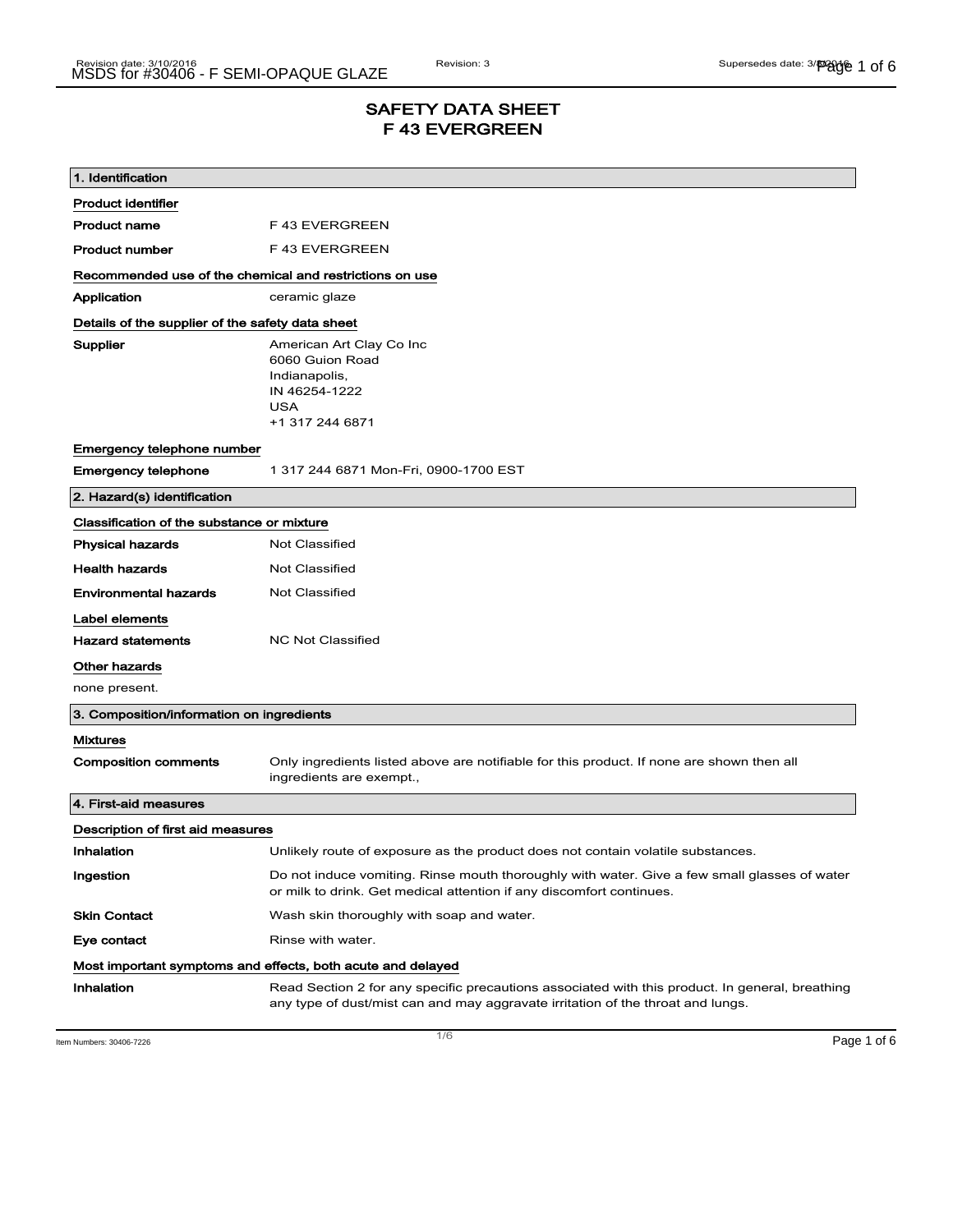# SAFETY DATA SHEET
# F 43 EVERGREEN

## 1. Identification

**Product identifier**

| | |
|---|---|
| **Product name** | F 43 EVERGREEN |
| **Product number** | F 43 EVERGREEN |

**Recommended use of the chemical and restrictions on use**

| | |
|---|---|
| **Application** | ceramic glaze |

**Details of the supplier of the safety data sheet**

**Supplier**
American Art Clay Co Inc
6060 Guion Road
Indianapolis,
IN 46254-1222
USA
+1 317 244 6871

**Emergency telephone number**

| | |
|---|---|
| **Emergency telephone** | 1 317 244 6871 Mon-Fri, 0900-1700 EST |

## 2. Hazard(s) identification

**Classification of the substance or mixture**

| | |
|---|---|
| **Physical hazards** | Not Classified |
| **Health hazards** | Not Classified |
| **Environmental hazards** | Not Classified |

**Label elements**

| | |
|---|---|
| **Hazard statements** | NC Not Classified |

**Other hazards**

none present.

## 3. Composition/information on ingredients

**Mixtures**

| | |
|---|---|
| **Composition comments** | Only ingredients listed above are notifiable for this product. If none are shown then all ingredients are exempt., |

## 4. First-aid measures

**Description of first aid measures**

| | |
|---|---|
| **Inhalation** | Unlikely route of exposure as the product does not contain volatile substances. |
| **Ingestion** | Do not induce vomiting. Rinse mouth thoroughly with water. Give a few small glasses of water or milk to drink. Get medical attention if any discomfort continues. |
| **Skin Contact** | Wash skin thoroughly with soap and water. |
| **Eye contact** | Rinse with water. |

**Most important symptoms and effects, both acute and delayed**

| | |
|---|---|
| **Inhalation** | Read Section 2 for any specific precautions associated with this product. In general, breathing any type of dust/mist can and may aggravate irritation of the throat and lungs. |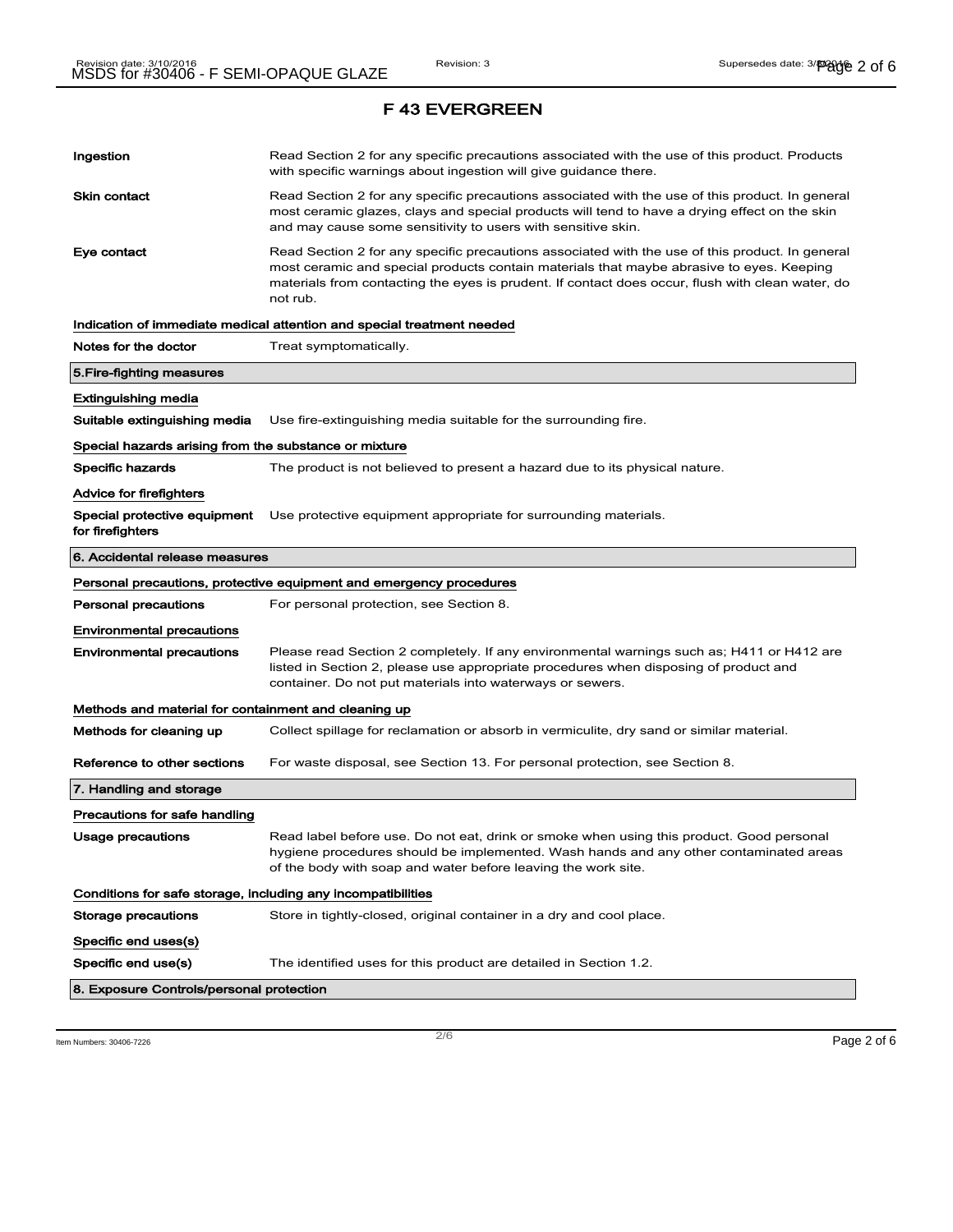# F 43 EVERGREEN

| | |
|---|---|
| **Ingestion** | Read Section 2 for any specific precautions associated with the use of this product. Products with specific warnings about ingestion will give guidance there. |
| **Skin contact** | Read Section 2 for any specific precautions associated with the use of this product. In general most ceramic glazes, clays and special products will tend to have a drying effect on the skin and may cause some sensitivity to users with sensitive skin. |
| **Eye contact** | Read Section 2 for any specific precautions associated with the use of this product. In general most ceramic and special products contain materials that maybe abrasive to eyes. Keeping materials from contacting the eyes is prudent. If contact does occur, flush with clean water, do not rub. |

**Indication of immediate medical attention and special treatment needed**

| | |
|---|---|
| **Notes for the doctor** | Treat symptomatically. |

## 5.Fire-fighting measures

**Extinguishing media**

| | |
|---|---|
| **Suitable extinguishing media** | Use fire-extinguishing media suitable for the surrounding fire. |

**Special hazards arising from the substance or mixture**

| | |
|---|---|
| **Specific hazards** | The product is not believed to present a hazard due to its physical nature. |

**Advice for firefighters**

| | |
|---|---|
| **Special protective equipment for firefighters** | Use protective equipment appropriate for surrounding materials. |

## 6. Accidental release measures

**Personal precautions, protective equipment and emergency procedures**

| | |
|---|---|
| **Personal precautions** | For personal protection, see Section 8. |

**Environmental precautions**

| | |
|---|---|
| **Environmental precautions** | Please read Section 2 completely. If any environmental warnings such as; H411 or H412 are listed in Section 2, please use appropriate procedures when disposing of product and container. Do not put materials into waterways or sewers. |

**Methods and material for containment and cleaning up**

| | |
|---|---|
| **Methods for cleaning up** | Collect spillage for reclamation or absorb in vermiculite, dry sand or similar material. |
| **Reference to other sections** | For waste disposal, see Section 13. For personal protection, see Section 8. |

## 7. Handling and storage

**Precautions for safe handling**

| | |
|---|---|
| **Usage precautions** | Read label before use. Do not eat, drink or smoke when using this product. Good personal hygiene procedures should be implemented. Wash hands and any other contaminated areas of the body with soap and water before leaving the work site. |

**Conditions for safe storage, including any incompatibilities**

| | |
|---|---|
| **Storage precautions** | Store in tightly-closed, original container in a dry and cool place. |

**Specific end uses(s)**

| | |
|---|---|
| **Specific end use(s)** | The identified uses for this product are detailed in Section 1.2. |

## 8. Exposure Controls/personal protection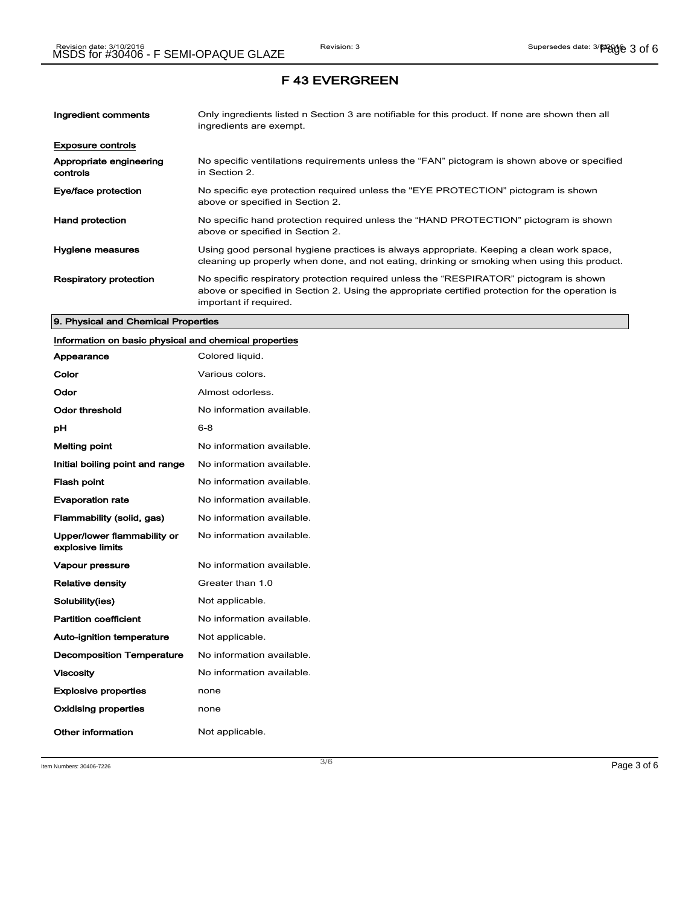# F 43 EVERGREEN

| | |
|---|---|
| **Ingredient comments** | Only ingredients listed n Section 3 are notifiable for this product. If none are shown then all ingredients are exempt. |

**Exposure controls**

| | |
|---|---|
| **Appropriate engineering controls** | No specific ventilations requirements unless the "FAN" pictogram is shown above or specified in Section 2. |
| **Eye/face protection** | No specific eye protection required unless the "EYE PROTECTION" pictogram is shown above or specified in Section 2. |
| **Hand protection** | No specific hand protection required unless the "HAND PROTECTION" pictogram is shown above or specified in Section 2. |
| **Hygiene measures** | Using good personal hygiene practices is always appropriate. Keeping a clean work space, cleaning up properly when done, and not eating, drinking or smoking when using this product. |
| **Respiratory protection** | No specific respiratory protection required unless the "RESPIRATOR" pictogram is shown above or specified in Section 2. Using the appropriate certified protection for the operation is important if required. |

## 9. Physical and Chemical Properties

**Information on basic physical and chemical properties**

| | |
|---|---|
| **Appearance** | Colored liquid. |
| **Color** | Various colors. |
| **Odor** | Almost odorless. |
| **Odor threshold** | No information available. |
| **pH** | 6-8 |
| **Melting point** | No information available. |
| **Initial boiling point and range** | No information available. |
| **Flash point** | No information available. |
| **Evaporation rate** | No information available. |
| **Flammability (solid, gas)** | No information available. |
| **Upper/lower flammability or explosive limits** | No information available. |
| **Vapour pressure** | No information available. |
| **Relative density** | Greater than 1.0 |
| **Solubility(ies)** | Not applicable. |
| **Partition coefficient** | No information available. |
| **Auto-ignition temperature** | Not applicable. |
| **Decomposition Temperature** | No information available. |
| **Viscosity** | No information available. |
| **Explosive properties** | none |
| **Oxidising properties** | none |
| **Other information** | Not applicable. |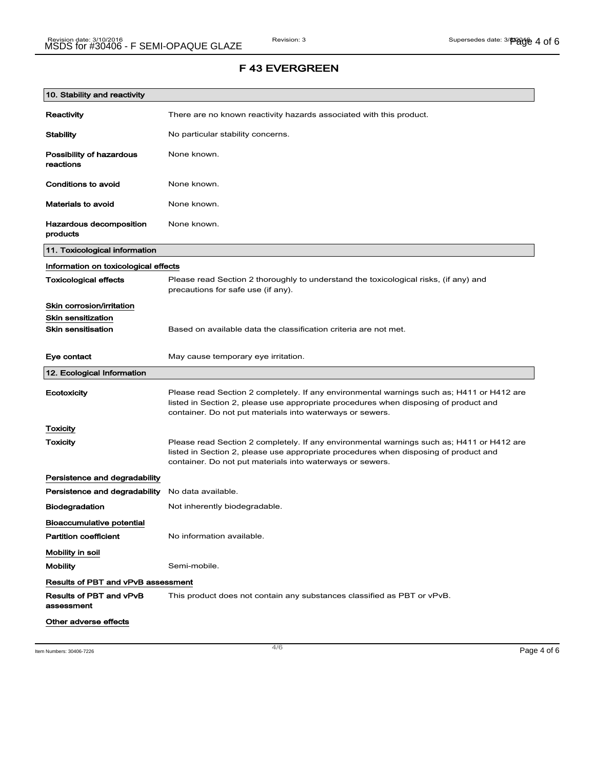# F 43 EVERGREEN

## 10. Stability and reactivity

| | |
|---|---|
| **Reactivity** | There are no known reactivity hazards associated with this product. |
| **Stability** | No particular stability concerns. |
| **Possibility of hazardous reactions** | None known. |
| **Conditions to avoid** | None known. |
| **Materials to avoid** | None known. |
| **Hazardous decomposition products** | None known. |

## 11. Toxicological information

### Information on toxicological effects

| | |
|---|---|
| **Toxicological effects** | Please read Section 2 thoroughly to understand the toxicological risks, (if any) and precautions for safe use (if any). |

### Skin corrosion/irritation

### Skin sensitization

| | |
|---|---|
| **Skin sensitisation** | Based on available data the classification criteria are not met. |
| **Eye contact** | May cause temporary eye irritation. |

## 12. Ecological Information

| | |
|---|---|
| **Ecotoxicity** | Please read Section 2 completely. If any environmental warnings such as; H411 or H412 are listed in Section 2, please use appropriate procedures when disposing of product and container. Do not put materials into waterways or sewers. |

### Toxicity

| | |
|---|---|
| **Toxicity** | Please read Section 2 completely. If any environmental warnings such as; H411 or H412 are listed in Section 2, please use appropriate procedures when disposing of product and container. Do not put materials into waterways or sewers. |

### Persistence and degradability

| | |
|---|---|
| **Persistence and degradability** | No data available. |
| **Biodegradation** | Not inherently biodegradable. |

### Bioaccumulative potential

| | |
|---|---|
| **Partition coefficient** | No information available. |

### Mobility in soil

| | |
|---|---|
| **Mobility** | Semi-mobile. |

### Results of PBT and vPvB assessment

| | |
|---|---|
| **Results of PBT and vPvB assessment** | This product does not contain any substances classified as PBT or vPvB. |

### Other adverse effects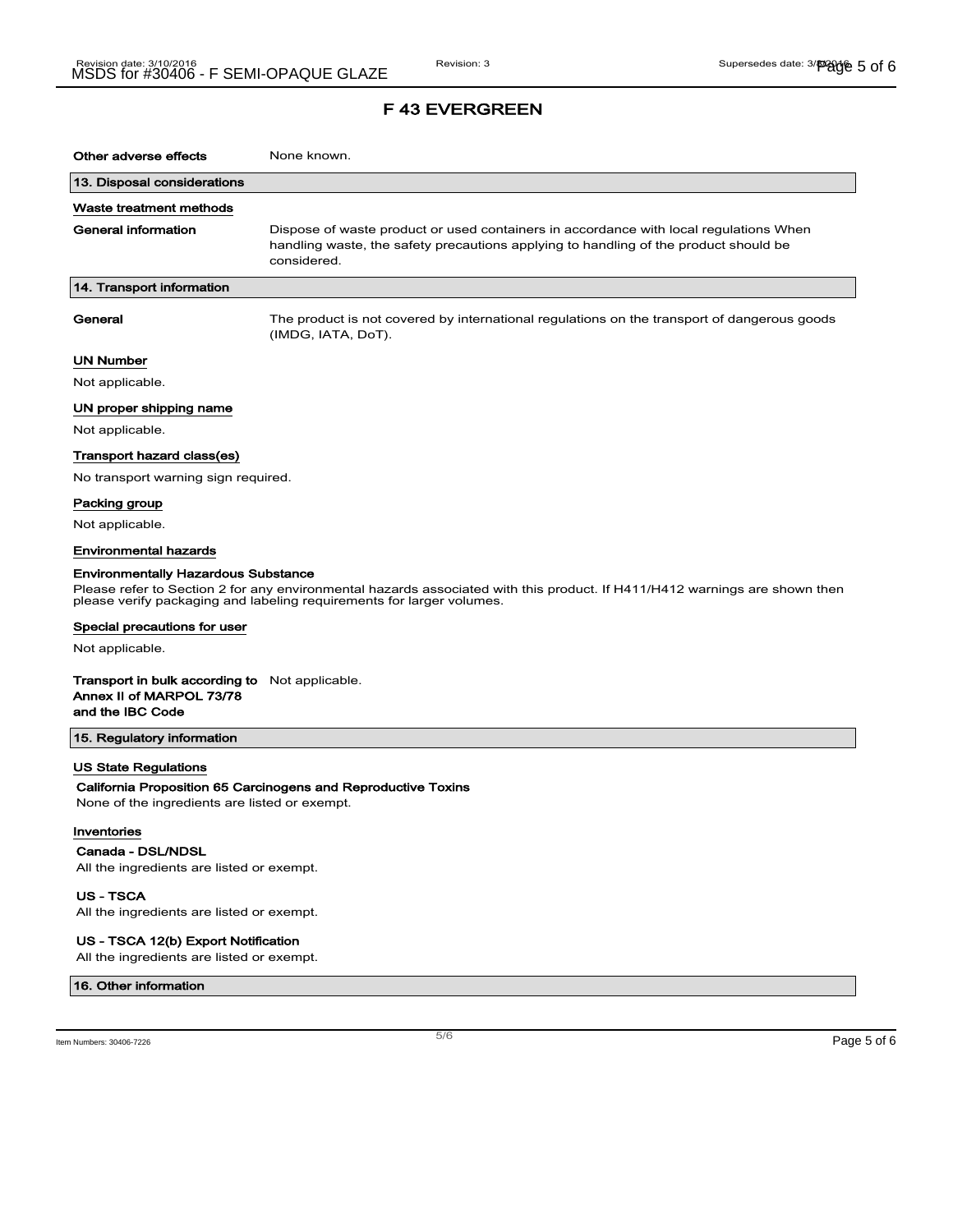# F 43 EVERGREEN

**Other adverse effects** None known.

## 13. Disposal considerations

### Waste treatment methods

**General information** Dispose of waste product or used containers in accordance with local regulations When handling waste, the safety precautions applying to handling of the product should be considered.

## 14. Transport information

**General** The product is not covered by international regulations on the transport of dangerous goods (IMDG, IATA, DoT).

### UN Number

Not applicable.

### UN proper shipping name

Not applicable.

### Transport hazard class(es)

No transport warning sign required.

### Packing group

Not applicable.

### Environmental hazards

**Environmentally Hazardous Substance**

Please refer to Section 2 for any environmental hazards associated with this product. If H411/H412 warnings are shown then please verify packaging and labeling requirements for larger volumes.

### Special precautions for user

Not applicable.

**Transport in bulk according to Annex II of MARPOL 73/78 and the IBC Code** Not applicable.

## 15. Regulatory information

### US State Regulations

**California Proposition 65 Carcinogens and Reproductive Toxins**

None of the ingredients are listed or exempt.

### Inventories

**Canada - DSL/NDSL**

All the ingredients are listed or exempt.

**US - TSCA**

All the ingredients are listed or exempt.

**US - TSCA 12(b) Export Notification**

All the ingredients are listed or exempt.

## 16. Other information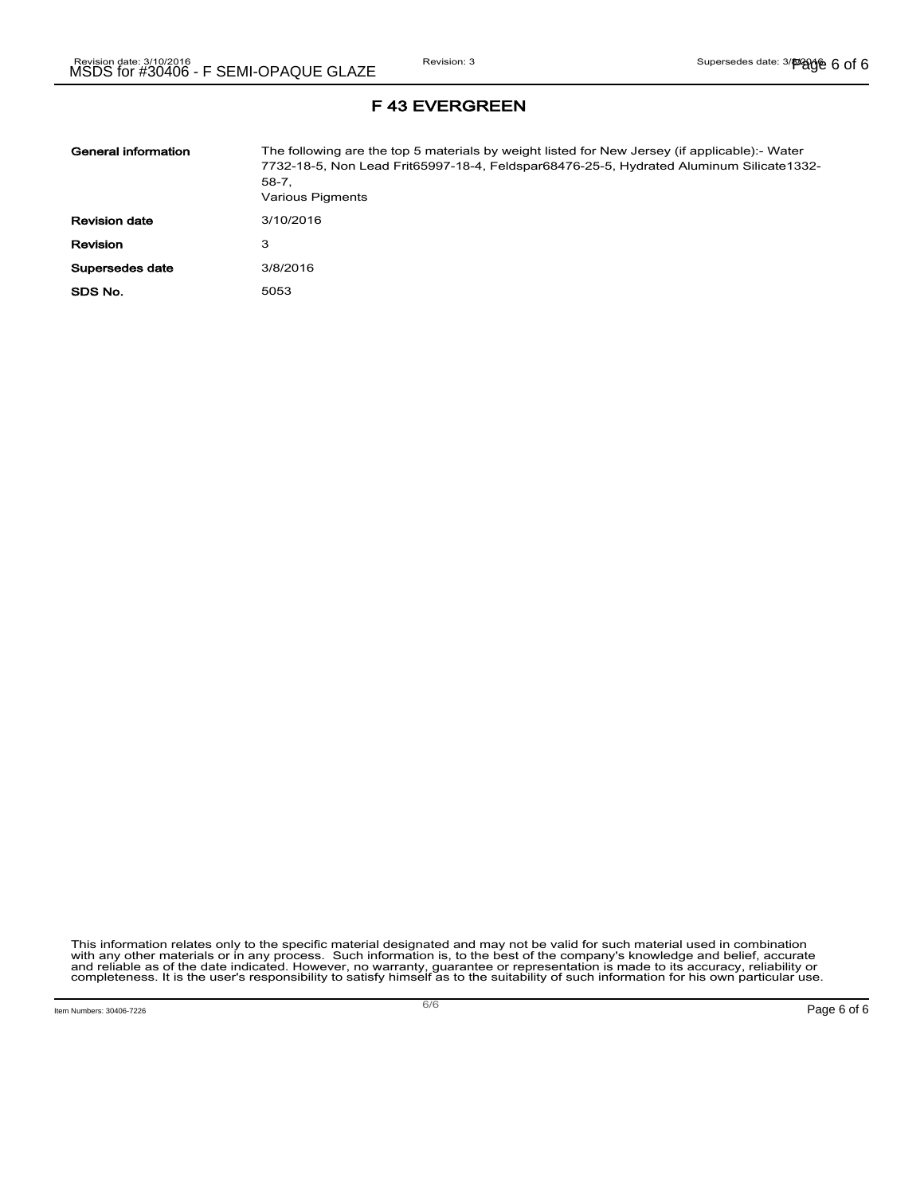## F 43 EVERGREEN

| | |
|---|---|
| **General information** | The following are the top 5 materials by weight listed for New Jersey (if applicable):- Water 7732-18-5, Non Lead Frit65997-18-4, Feldspar68476-25-5, Hydrated Aluminum Silicate1332-58-7, Various Pigments |
| **Revision date** | 3/10/2016 |
| **Revision** | 3 |
| **Supersedes date** | 3/8/2016 |
| **SDS No.** | 5053 |

This information relates only to the specific material designated and may not be valid for such material used in combination with any other materials or in any process. Such information is, to the best of the company's knowledge and belief, accurate and reliable as of the date indicated. However, no warranty, guarantee or representation is made to its accuracy, reliability or completeness. It is the user's responsibility to satisfy himself as to the suitability of such information for his own particular use.

Item Numbers: 30406-7226